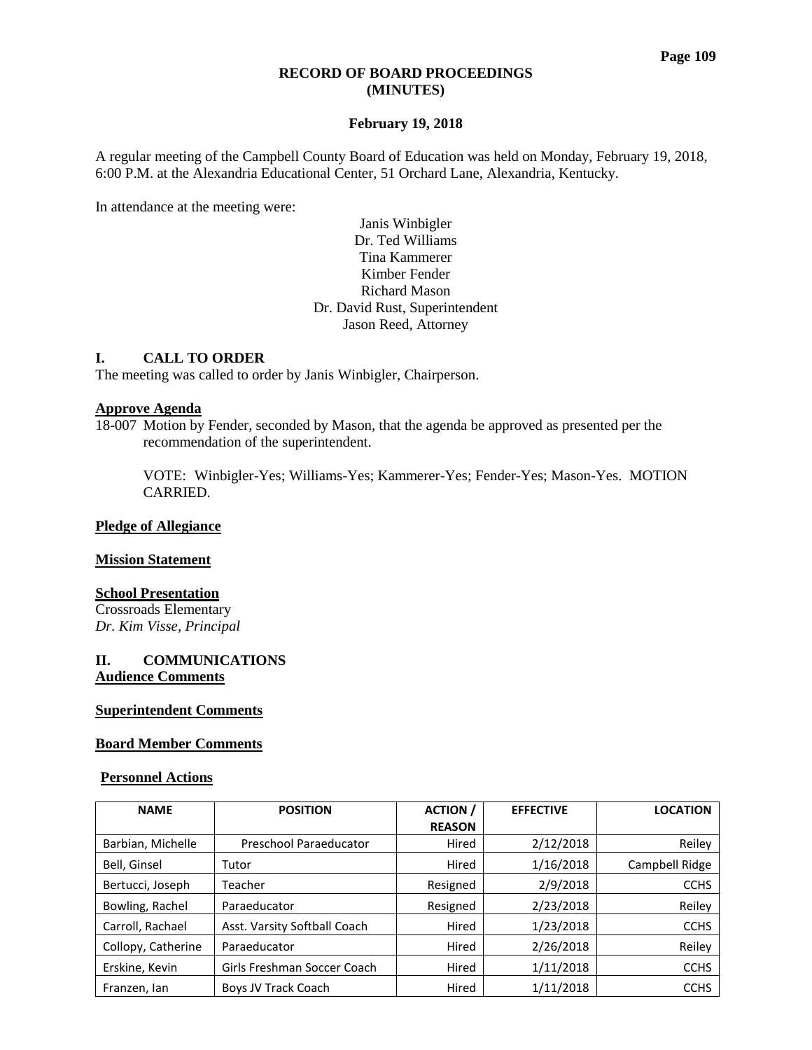# RECORD OF BOARD PROCEEDINGS (MINUTES)

**February 19, 2018**

A regular meeting of the Campbell County Board of Education was held on Monday, February 19, 2018, 6:00 P.M. at the Alexandria Educational Center, 51 Orchard Lane, Alexandria, Kentucky.

In attendance at the meeting were:

Janis Winbigler
Dr. Ted Williams
Tina Kammerer
Kimber Fender
Richard Mason
Dr. David Rust, Superintendent
Jason Reed, Attorney

## I. CALL TO ORDER

The meeting was called to order by Janis Winbigler, Chairperson.

**Approve Agenda**

18-007 Motion by Fender, seconded by Mason, that the agenda be approved as presented per the recommendation of the superintendent.

VOTE: Winbigler-Yes; Williams-Yes; Kammerer-Yes; Fender-Yes; Mason-Yes. MOTION CARRIED.

**Pledge of Allegiance**

**Mission Statement**

**School Presentation**

Crossroads Elementary
*Dr. Kim Visse, Principal*

## II. COMMUNICATIONS

**Audience Comments**

**Superintendent Comments**

**Board Member Comments**

**Personnel Actions**

| NAME | POSITION | ACTION / REASON | EFFECTIVE | LOCATION |
|---|---|---|---|---|
| Barbian, Michelle | Preschool Paraeducator | Hired | 2/12/2018 | Reiley |
| Bell, Ginsel | Tutor | Hired | 1/16/2018 | Campbell Ridge |
| Bertucci, Joseph | Teacher | Resigned | 2/9/2018 | CCHS |
| Bowling, Rachel | Paraeducator | Resigned | 2/23/2018 | Reiley |
| Carroll, Rachael | Asst. Varsity Softball Coach | Hired | 1/23/2018 | CCHS |
| Collopy, Catherine | Paraeducator | Hired | 2/26/2018 | Reiley |
| Erskine, Kevin | Girls Freshman Soccer Coach | Hired | 1/11/2018 | CCHS |
| Franzen, Ian | Boys JV Track Coach | Hired | 1/11/2018 | CCHS |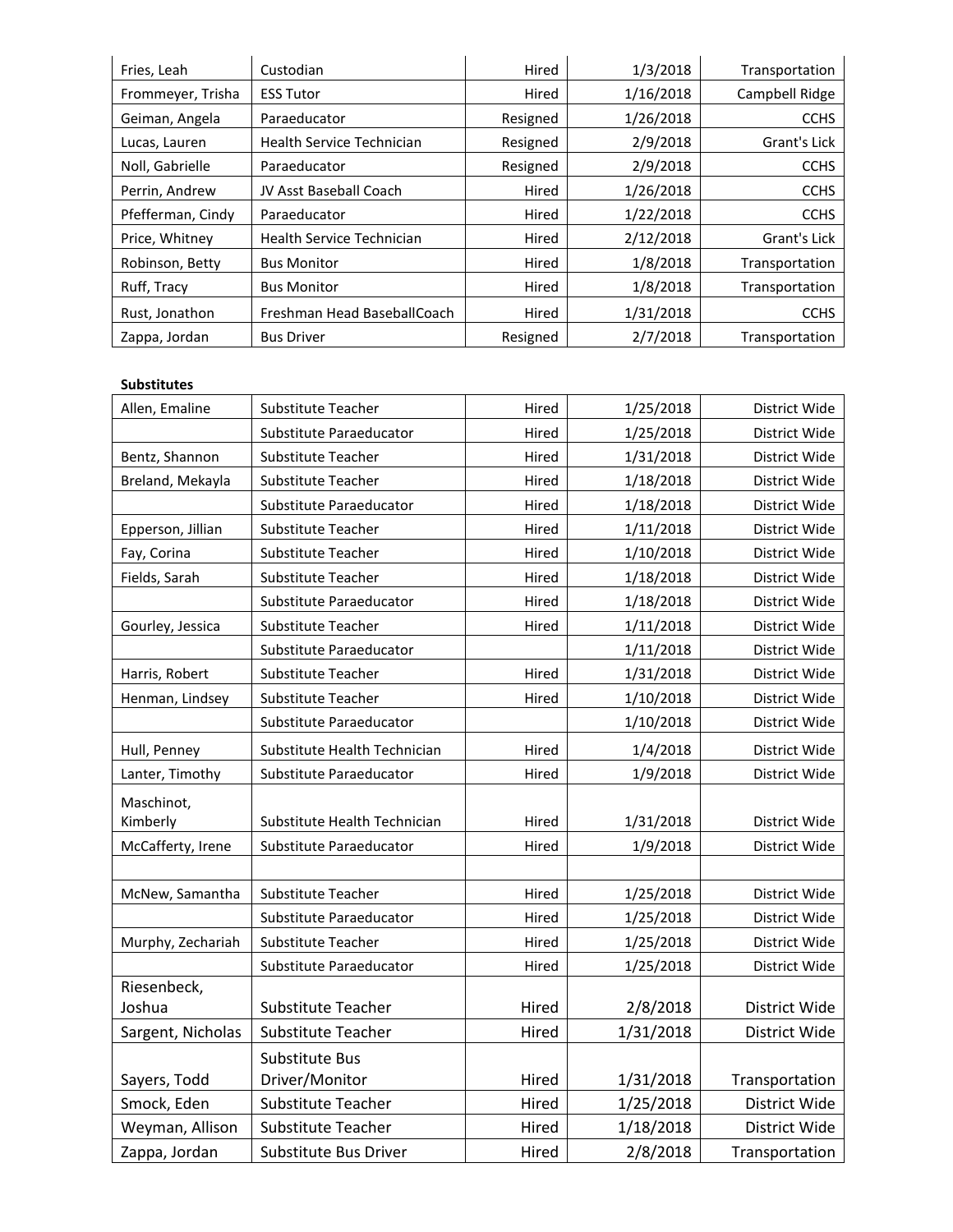| | | | | |
|---|---|---|---|---|
| Fries, Leah | Custodian | Hired | 1/3/2018 | Transportation |
| Frommeyer, Trisha | ESS Tutor | Hired | 1/16/2018 | Campbell Ridge |
| Geiman, Angela | Paraeducator | Resigned | 1/26/2018 | CCHS |
| Lucas, Lauren | Health Service Technician | Resigned | 2/9/2018 | Grant's Lick |
| Noll, Gabrielle | Paraeducator | Resigned | 2/9/2018 | CCHS |
| Perrin, Andrew | JV Asst Baseball Coach | Hired | 1/26/2018 | CCHS |
| Pfefferman, Cindy | Paraeducator | Hired | 1/22/2018 | CCHS |
| Price, Whitney | Health Service Technician | Hired | 2/12/2018 | Grant's Lick |
| Robinson, Betty | Bus Monitor | Hired | 1/8/2018 | Transportation |
| Ruff, Tracy | Bus Monitor | Hired | 1/8/2018 | Transportation |
| Rust, Jonathon | Freshman Head BaseballCoach | Hired | 1/31/2018 | CCHS |
| Zappa, Jordan | Bus Driver | Resigned | 2/7/2018 | Transportation |

**Substitutes**

| | | | | |
|---|---|---|---|---|
| Allen, Emaline | Substitute Teacher | Hired | 1/25/2018 | District Wide |
| | Substitute Paraeducator | Hired | 1/25/2018 | District Wide |
| Bentz, Shannon | Substitute Teacher | Hired | 1/31/2018 | District Wide |
| Breland, Mekayla | Substitute Teacher | Hired | 1/18/2018 | District Wide |
| | Substitute Paraeducator | Hired | 1/18/2018 | District Wide |
| Epperson, Jillian | Substitute Teacher | Hired | 1/11/2018 | District Wide |
| Fay, Corina | Substitute Teacher | Hired | 1/10/2018 | District Wide |
| Fields, Sarah | Substitute Teacher | Hired | 1/18/2018 | District Wide |
| | Substitute Paraeducator | Hired | 1/18/2018 | District Wide |
| Gourley, Jessica | Substitute Teacher | Hired | 1/11/2018 | District Wide |
| | Substitute Paraeducator | | 1/11/2018 | District Wide |
| Harris, Robert | Substitute Teacher | Hired | 1/31/2018 | District Wide |
| Henman, Lindsey | Substitute Teacher | Hired | 1/10/2018 | District Wide |
| | Substitute Paraeducator | | 1/10/2018 | District Wide |
| Hull, Penney | Substitute Health Technician | Hired | 1/4/2018 | District Wide |
| Lanter, Timothy | Substitute Paraeducator | Hired | 1/9/2018 | District Wide |
| Maschinot, Kimberly | Substitute Health Technician | Hired | 1/31/2018 | District Wide |
| McCafferty, Irene | Substitute Paraeducator | Hired | 1/9/2018 | District Wide |
| | | | | |
| McNew, Samantha | Substitute Teacher | Hired | 1/25/2018 | District Wide |
| | Substitute Paraeducator | Hired | 1/25/2018 | District Wide |
| Murphy, Zechariah | Substitute Teacher | Hired | 1/25/2018 | District Wide |
| | Substitute Paraeducator | Hired | 1/25/2018 | District Wide |
| Riesenbeck, Joshua | Substitute Teacher | Hired | 2/8/2018 | District Wide |
| Sargent, Nicholas | Substitute Teacher | Hired | 1/31/2018 | District Wide |
| Sayers, Todd | Substitute Bus Driver/Monitor | Hired | 1/31/2018 | Transportation |
| Smock, Eden | Substitute Teacher | Hired | 1/25/2018 | District Wide |
| Weyman, Allison | Substitute Teacher | Hired | 1/18/2018 | District Wide |
| Zappa, Jordan | Substitute Bus Driver | Hired | 2/8/2018 | Transportation |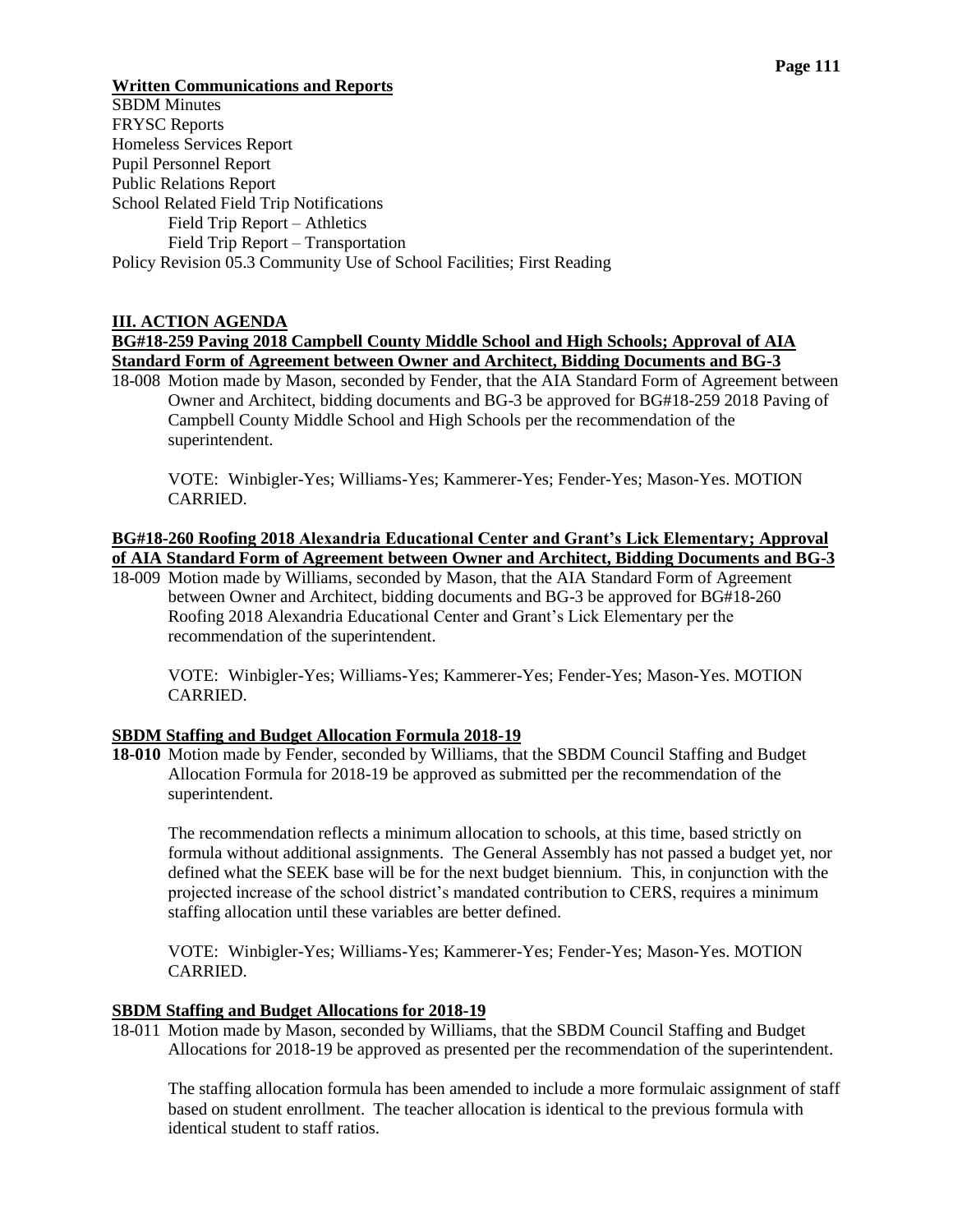**Written Communications and Reports**

SBDM Minutes
FRYSC Reports
Homeless Services Report
Pupil Personnel Report
Public Relations Report
School Related Field Trip Notifications
    Field Trip Report – Athletics
    Field Trip Report – Transportation
Policy Revision 05.3 Community Use of School Facilities; First Reading

## III. ACTION AGENDA

**BG#18-259 Paving 2018 Campbell County Middle School and High Schools; Approval of AIA Standard Form of Agreement between Owner and Architect, Bidding Documents and BG-3**

18-008 Motion made by Mason, seconded by Fender, that the AIA Standard Form of Agreement between Owner and Architect, bidding documents and BG-3 be approved for BG#18-259 2018 Paving of Campbell County Middle School and High Schools per the recommendation of the superintendent.

VOTE: Winbigler-Yes; Williams-Yes; Kammerer-Yes; Fender-Yes; Mason-Yes. MOTION CARRIED.

**BG#18-260 Roofing 2018 Alexandria Educational Center and Grant's Lick Elementary; Approval of AIA Standard Form of Agreement between Owner and Architect, Bidding Documents and BG-3**

18-009 Motion made by Williams, seconded by Mason, that the AIA Standard Form of Agreement between Owner and Architect, bidding documents and BG-3 be approved for BG#18-260 Roofing 2018 Alexandria Educational Center and Grant's Lick Elementary per the recommendation of the superintendent.

VOTE: Winbigler-Yes; Williams-Yes; Kammerer-Yes; Fender-Yes; Mason-Yes. MOTION CARRIED.

**SBDM Staffing and Budget Allocation Formula 2018-19**

**18-010** Motion made by Fender, seconded by Williams, that the SBDM Council Staffing and Budget Allocation Formula for 2018-19 be approved as submitted per the recommendation of the superintendent.

The recommendation reflects a minimum allocation to schools, at this time, based strictly on formula without additional assignments. The General Assembly has not passed a budget yet, nor defined what the SEEK base will be for the next budget biennium. This, in conjunction with the projected increase of the school district's mandated contribution to CERS, requires a minimum staffing allocation until these variables are better defined.

VOTE: Winbigler-Yes; Williams-Yes; Kammerer-Yes; Fender-Yes; Mason-Yes. MOTION CARRIED.

**SBDM Staffing and Budget Allocations for 2018-19**

18-011 Motion made by Mason, seconded by Williams, that the SBDM Council Staffing and Budget Allocations for 2018-19 be approved as presented per the recommendation of the superintendent.

The staffing allocation formula has been amended to include a more formulaic assignment of staff based on student enrollment. The teacher allocation is identical to the previous formula with identical student to staff ratios.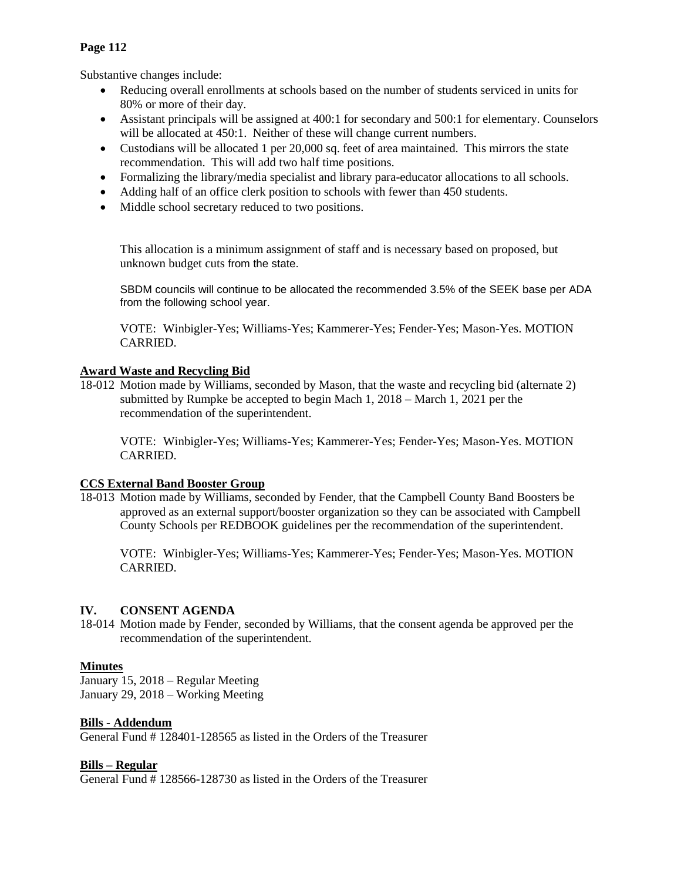Substantive changes include:

- Reducing overall enrollments at schools based on the number of students serviced in units for 80% or more of their day.
- Assistant principals will be assigned at 400:1 for secondary and 500:1 for elementary. Counselors will be allocated at 450:1. Neither of these will change current numbers.
- Custodians will be allocated 1 per 20,000 sq. feet of area maintained. This mirrors the state recommendation. This will add two half time positions.
- Formalizing the library/media specialist and library para-educator allocations to all schools.
- Adding half of an office clerk position to schools with fewer than 450 students.
- Middle school secretary reduced to two positions.

This allocation is a minimum assignment of staff and is necessary based on proposed, but unknown budget cuts from the state.

SBDM councils will continue to be allocated the recommended 3.5% of the SEEK base per ADA from the following school year.

VOTE: Winbigler-Yes; Williams-Yes; Kammerer-Yes; Fender-Yes; Mason-Yes. MOTION CARRIED.

**Award Waste and Recycling Bid**

18-012 Motion made by Williams, seconded by Mason, that the waste and recycling bid (alternate 2) submitted by Rumpke be accepted to begin Mach 1, 2018 – March 1, 2021 per the recommendation of the superintendent.

VOTE: Winbigler-Yes; Williams-Yes; Kammerer-Yes; Fender-Yes; Mason-Yes. MOTION CARRIED.

**CCS External Band Booster Group**

18-013 Motion made by Williams, seconded by Fender, that the Campbell County Band Boosters be approved as an external support/booster organization so they can be associated with Campbell County Schools per REDBOOK guidelines per the recommendation of the superintendent.

VOTE: Winbigler-Yes; Williams-Yes; Kammerer-Yes; Fender-Yes; Mason-Yes. MOTION CARRIED.

## IV. CONSENT AGENDA

18-014 Motion made by Fender, seconded by Williams, that the consent agenda be approved per the recommendation of the superintendent.

**Minutes**

January 15, 2018 – Regular Meeting
January 29, 2018 – Working Meeting

**Bills - Addendum**

General Fund # 128401-128565 as listed in the Orders of the Treasurer

**Bills – Regular**

General Fund # 128566-128730 as listed in the Orders of the Treasurer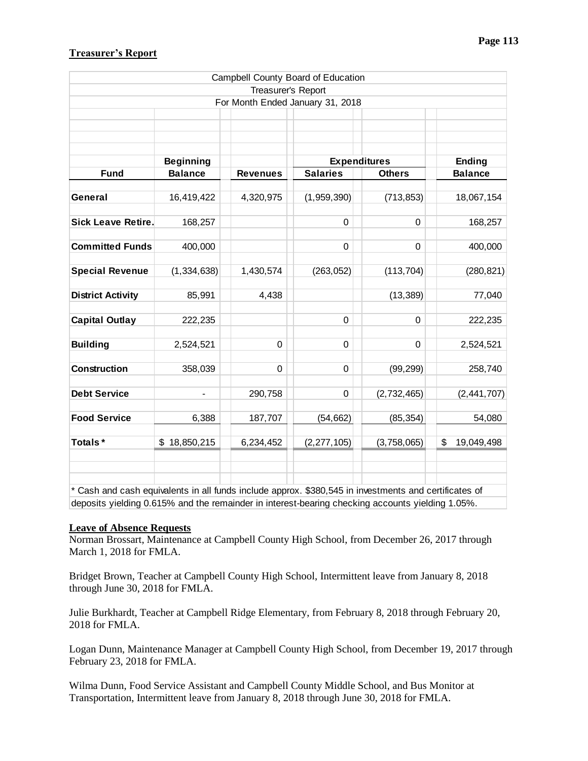## Treasurer's Report

| Campbell County Board of Education | | | | | |
|---|---|---|---|---|---|
| Treasurer's Report | | | | | |
| For Month Ended January 31, 2018 | | | | | |
| | **Beginning** | | **Expenditures** | | **Ending** |
| **Fund** | **Balance** | **Revenues** | **Salaries** | **Others** | **Balance** |
| **General** | 16,419,422 | 4,320,975 | (1,959,390) | (713,853) | 18,067,154 |
| **Sick Leave Retire.** | 168,257 | | 0 | 0 | 168,257 |
| **Committed Funds** | 400,000 | | 0 | 0 | 400,000 |
| **Special Revenue** | (1,334,638) | 1,430,574 | (263,052) | (113,704) | (280,821) |
| **District Activity** | 85,991 | 4,438 | | (13,389) | 77,040 |
| **Capital Outlay** | 222,235 | | 0 | 0 | 222,235 |
| **Building** | 2,524,521 | 0 | 0 | 0 | 2,524,521 |
| **Construction** | 358,039 | 0 | 0 | (99,299) | 258,740 |
| **Debt Service** | - | 290,758 | 0 | (2,732,465) | (2,441,707) |
| **Food Service** | 6,388 | 187,707 | (54,662) | (85,354) | 54,080 |
| **Totals*** | $ 18,850,215 | 6,234,452 | (2,277,105) | (3,758,065) | $ 19,049,498 |

* Cash and cash equivalents in all funds include approx. $380,545 in investments and certificates of deposits yielding 0.615% and the remainder in interest-bearing checking accounts yielding 1.05%.

**Leave of Absence Requests**

Norman Brossart, Maintenance at Campbell County High School, from December 26, 2017 through March 1, 2018 for FMLA.

Bridget Brown, Teacher at Campbell County High School, Intermittent leave from January 8, 2018 through June 30, 2018 for FMLA.

Julie Burkhardt, Teacher at Campbell Ridge Elementary, from February 8, 2018 through February 20, 2018 for FMLA.

Logan Dunn, Maintenance Manager at Campbell County High School, from December 19, 2017 through February 23, 2018 for FMLA.

Wilma Dunn, Food Service Assistant and Campbell County Middle School, and Bus Monitor at Transportation, Intermittent leave from January 8, 2018 through June 30, 2018 for FMLA.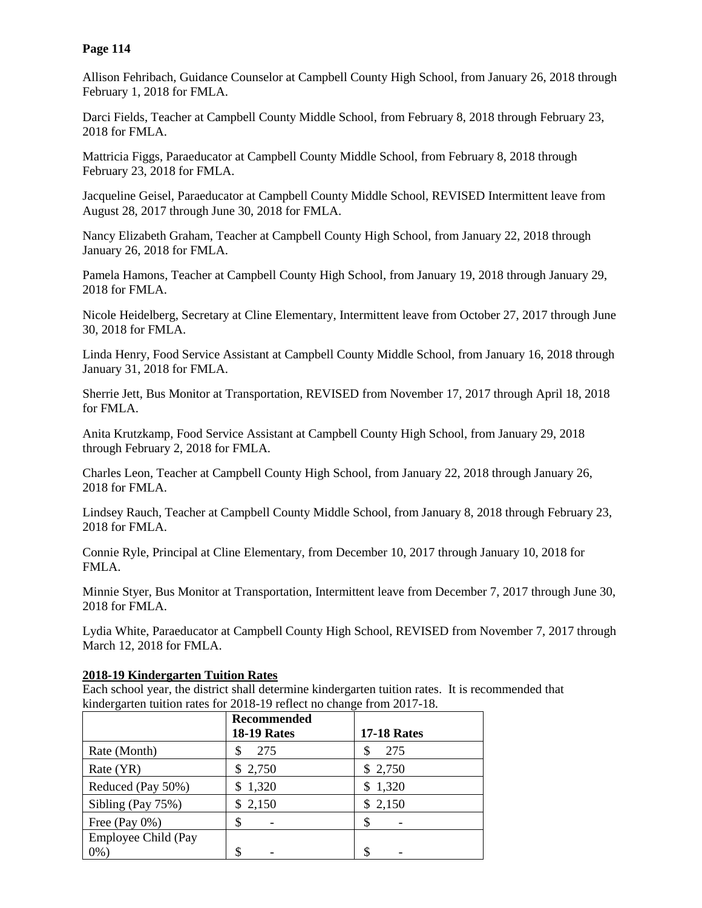Allison Fehribach, Guidance Counselor at Campbell County High School, from January 26, 2018 through February 1, 2018 for FMLA.

Darci Fields, Teacher at Campbell County Middle School, from February 8, 2018 through February 23, 2018 for FMLA.

Mattricia Figgs, Paraeducator at Campbell County Middle School, from February 8, 2018 through February 23, 2018 for FMLA.

Jacqueline Geisel, Paraeducator at Campbell County Middle School, REVISED Intermittent leave from August 28, 2017 through June 30, 2018 for FMLA.

Nancy Elizabeth Graham, Teacher at Campbell County High School, from January 22, 2018 through January 26, 2018 for FMLA.

Pamela Hamons, Teacher at Campbell County High School, from January 19, 2018 through January 29, 2018 for FMLA.

Nicole Heidelberg, Secretary at Cline Elementary, Intermittent leave from October 27, 2017 through June 30, 2018 for FMLA.

Linda Henry, Food Service Assistant at Campbell County Middle School, from January 16, 2018 through January 31, 2018 for FMLA.

Sherrie Jett, Bus Monitor at Transportation, REVISED from November 17, 2017 through April 18, 2018 for FMLA.

Anita Krutzkamp, Food Service Assistant at Campbell County High School, from January 29, 2018 through February 2, 2018 for FMLA.

Charles Leon, Teacher at Campbell County High School, from January 22, 2018 through January 26, 2018 for FMLA.

Lindsey Rauch, Teacher at Campbell County Middle School, from January 8, 2018 through February 23, 2018 for FMLA.

Connie Ryle, Principal at Cline Elementary, from December 10, 2017 through January 10, 2018 for FMLA.

Minnie Styer, Bus Monitor at Transportation, Intermittent leave from December 7, 2017 through June 30, 2018 for FMLA.

Lydia White, Paraeducator at Campbell County High School, REVISED from November 7, 2017 through March 12, 2018 for FMLA.

**2018-19 Kindergarten Tuition Rates**

Each school year, the district shall determine kindergarten tuition rates. It is recommended that kindergarten tuition rates for 2018-19 reflect no change from 2017-18.

| | Recommended 18-19 Rates | 17-18 Rates |
|---|---|---|
| Rate (Month) | $ 275 | $ 275 |
| Rate (YR) | $ 2,750 | $ 2,750 |
| Reduced (Pay 50%) | $ 1,320 | $ 1,320 |
| Sibling (Pay 75%) | $ 2,150 | $ 2,150 |
| Free (Pay 0%) | $ - | $ - |
| Employee Child (Pay 0%) | $ - | $ - |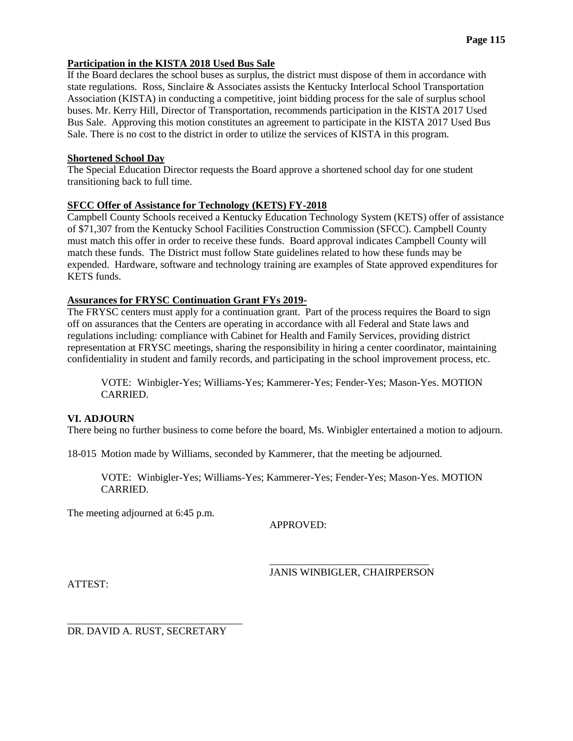**Participation in the KISTA 2018 Used Bus Sale**
If the Board declares the school buses as surplus, the district must dispose of them in accordance with state regulations. Ross, Sinclaire & Associates assists the Kentucky Interlocal School Transportation Association (KISTA) in conducting a competitive, joint bidding process for the sale of surplus school buses. Mr. Kerry Hill, Director of Transportation, recommends participation in the KISTA 2017 Used Bus Sale. Approving this motion constitutes an agreement to participate in the KISTA 2017 Used Bus Sale. There is no cost to the district in order to utilize the services of KISTA in this program.

**Shortened School Day**
The Special Education Director requests the Board approve a shortened school day for one student transitioning back to full time.

**SFCC Offer of Assistance for Technology (KETS) FY-2018**
Campbell County Schools received a Kentucky Education Technology System (KETS) offer of assistance of $71,307 from the Kentucky School Facilities Construction Commission (SFCC). Campbell County must match this offer in order to receive these funds. Board approval indicates Campbell County will match these funds. The District must follow State guidelines related to how these funds may be expended. Hardware, software and technology training are examples of State approved expenditures for KETS funds.

**Assurances for FRYSC Continuation Grant FYs 2019-**
The FRYSC centers must apply for a continuation grant. Part of the process requires the Board to sign off on assurances that the Centers are operating in accordance with all Federal and State laws and regulations including: compliance with Cabinet for Health and Family Services, providing district representation at FRYSC meetings, sharing the responsibility in hiring a center coordinator, maintaining confidentiality in student and family records, and participating in the school improvement process, etc.

> VOTE: Winbigler-Yes; Williams-Yes; Kammerer-Yes; Fender-Yes; Mason-Yes. MOTION CARRIED.

**VI. ADJOURN**
There being no further business to come before the board, Ms. Winbigler entertained a motion to adjourn.

18-015 Motion made by Williams, seconded by Kammerer, that the meeting be adjourned.

> VOTE: Winbigler-Yes; Williams-Yes; Kammerer-Yes; Fender-Yes; Mason-Yes. MOTION CARRIED.

The meeting adjourned at 6:45 p.m.

APPROVED:

_______________________________
JANIS WINBIGLER, CHAIRPERSON

ATTEST:

__________________________________
DR. DAVID A. RUST, SECRETARY